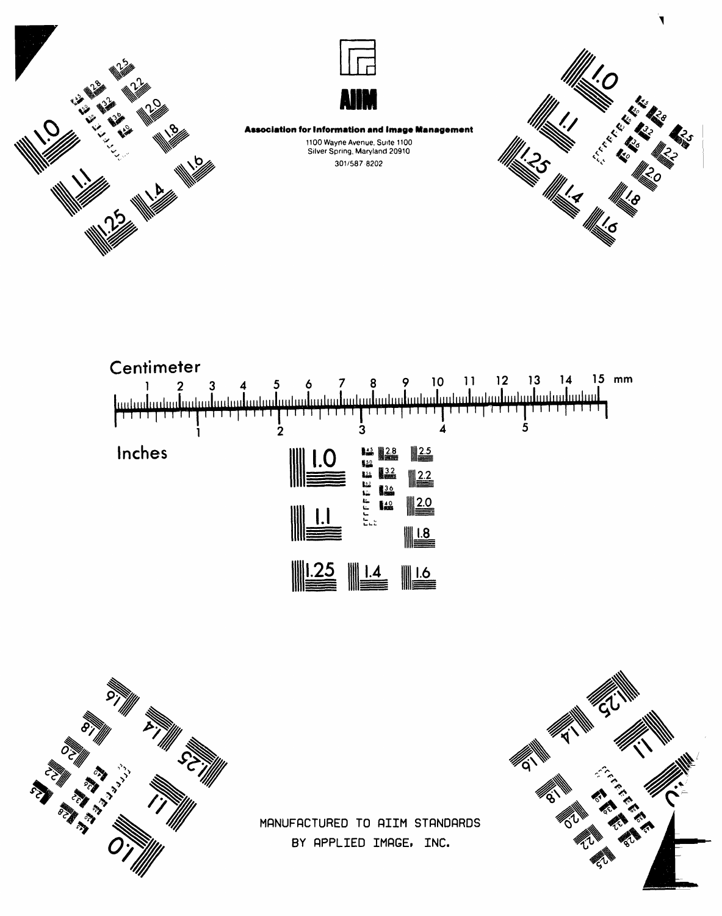AIIM

**Association for Information and Image Management**

1100 Wayne Avenue, Suite 1100
Silver Spring, Maryland 20910

301/587 8202

Centimeter

1 2 3 4 5 6 7 8 9 10 11 12 13 14 15 mm

1 2 3 4 5

Inches

1.0 1.1 1.25 1.4 1.6 1.8 2.0 2.2 2.5 2.8 3.2 3.6 4.0 4.5 5.0 5.6 6.3

MANUFACTURED TO AIIM STANDARDS
BY APPLIED IMAGE, INC.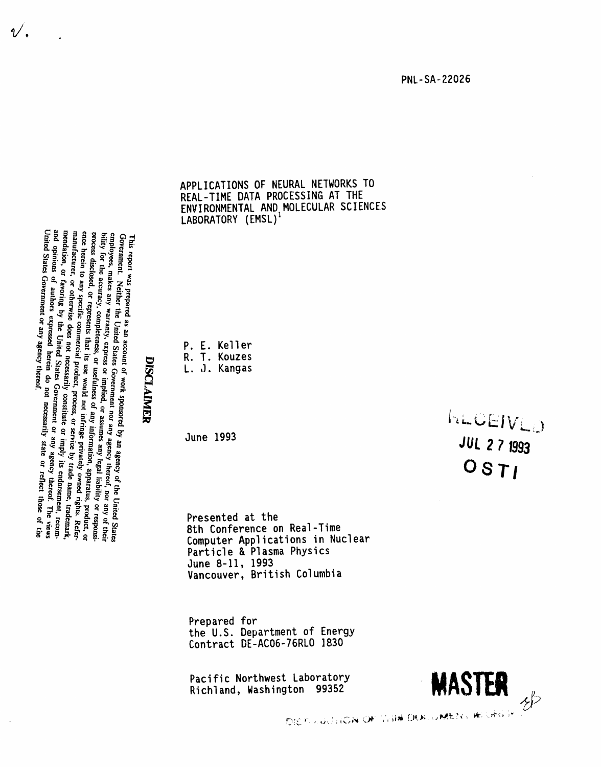PNL-SA-22026

APPLICATIONS OF NEURAL NETWORKS TO REAL-TIME DATA PROCESSING AT THE ENVIRONMENTAL AND MOLECULAR SCIENCES LABORATORY (EMSL)[1]

P. E. Keller
R. T. Kouzes
L. J. Kangas

June 1993

Presented at the
8th Conference on Real-Time Computer Applications in Nuclear Particle & Plasma Physics
June 8-11, 1993
Vancouver, British Columbia

Prepared for
the U.S. Department of Energy
Contract DE-AC06-76RLO 1830

Pacific Northwest Laboratory
Richland, Washington 99352

RECEIVED
JUL 27 1993
OSTI

MASTER

## DISCLAIMER

This report was prepared as an account of work sponsored by an agency of the United States Government. Neither the United States Government nor any agency thereof, nor any of their employees, makes any warranty, express or implied, or assumes any legal liability or responsibility for the accuracy, completeness, or usefulness of any information, apparatus, product, or process disclosed, or represents that its use would not infringe privately owned rights. Reference herein to any specific commercial product, process, or service by trade name, trademark, manufacturer, or otherwise does not necessarily constitute or imply its endorsement, recommendation, or favoring by the United States Government or any agency thereof. The views and opinions of authors expressed herein do not necessarily state or reflect those of the United States Government or any agency thereof.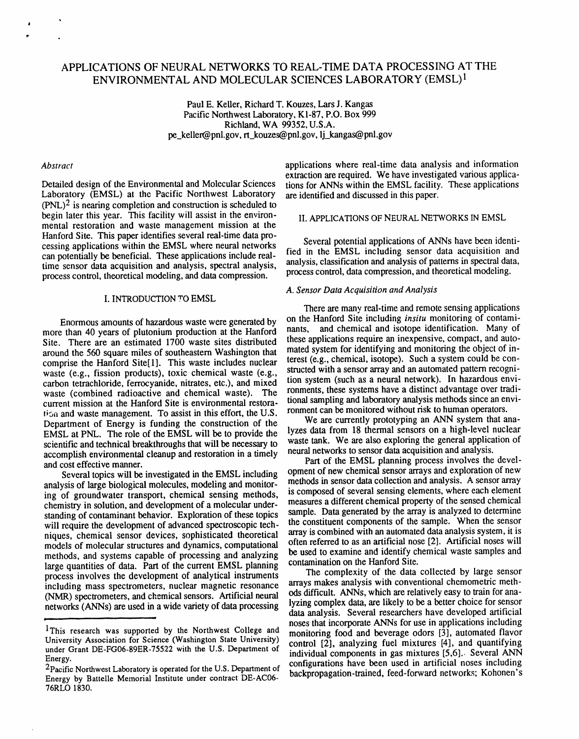# APPLICATIONS OF NEURAL NETWORKS TO REAL-TIME DATA PROCESSING AT THE ENVIRONMENTAL AND MOLECULAR SCIENCES LABORATORY (EMSL)[1]

Paul E. Keller, Richard T. Kouzes, Lars J. Kangas
Pacific Northwest Laboratory, K1-87, P.O. Box 999
Richland, WA 99352, U.S.A.
pe_keller@pnl.gov, rt_kouzes@pnl.gov, lj_kangas@pnl.gov

*Abstract*

Detailed design of the Environmental and Molecular Sciences Laboratory (EMSL) at the Pacific Northwest Laboratory (PNL)[2] is nearing completion and construction is scheduled to begin later this year. This facility will assist in the environmental restoration and waste management mission at the Hanford Site. This paper identifies several real-time data processing applications within the EMSL where neural networks can potentially be beneficial. These applications include real-time sensor data acquisition and analysis, spectral analysis, process control, theoretical modeling, and data compression.

## I. INTRODUCTION TO EMSL

Enormous amounts of hazardous waste were generated by more than 40 years of plutonium production at the Hanford Site. There are an estimated 1700 waste sites distributed around the 560 square miles of southeastern Washington that comprise the Hanford Site[1]. This waste includes nuclear waste (e.g., fission products), toxic chemical waste (e.g., carbon tetrachloride, ferrocyanide, nitrates, etc.), and mixed waste (combined radioactive and chemical waste). The current mission at the Hanford Site is environmental restoration and waste management. To assist in this effort, the U.S. Department of Energy is funding the construction of the EMSL at PNL. The role of the EMSL will be to provide the scientific and technical breakthroughs that will be necessary to accomplish environmental cleanup and restoration in a timely and cost effective manner.

Several topics will be investigated in the EMSL including analysis of large biological molecules, modeling and monitoring of groundwater transport, chemical sensing methods, chemistry in solution, and development of a molecular understanding of contaminant behavior. Exploration of these topics will require the development of advanced spectroscopic techniques, chemical sensor devices, sophisticated theoretical models of molecular structures and dynamics, computational methods, and systems capable of processing and analyzing large quantities of data. Part of the current EMSL planning process involves the development of analytical instruments including mass spectrometers, nuclear magnetic resonance (NMR) spectrometers, and chemical sensors. Artificial neural networks (ANNs) are used in a wide variety of data processing applications where real-time data analysis and information extraction are required. We have investigated various applications for ANNs within the EMSL facility. These applications are identified and discussed in this paper.

## II. APPLICATIONS OF NEURAL NETWORKS IN EMSL

Several potential applications of ANNs have been identified in the EMSL including sensor data acquisition and analysis, classification and analysis of patterns in spectral data, process control, data compression, and theoretical modeling.

### *A. Sensor Data Acquisition and Analysis*

There are many real-time and remote sensing applications on the Hanford Site including *insitu* monitoring of contaminants, and chemical and isotope identification. Many of these applications require an inexpensive, compact, and automated system for identifying and monitoring the object of interest (e.g., chemical, isotope). Such a system could be constructed with a sensor array and an automated pattern recognition system (such as a neural network). In hazardous environments, these systems have a distinct advantage over traditional sampling and laboratory analysis methods since an environment can be monitored without risk to human operators.

We are currently prototyping an ANN system that analyzes data from 18 thermal sensors on a high-level nuclear waste tank. We are also exploring the general application of neural networks to sensor data acquisition and analysis.

Part of the EMSL planning process involves the development of new chemical sensor arrays and exploration of new methods in sensor data collection and analysis. A sensor array is composed of several sensing elements, where each element measures a different chemical property of the sensed chemical sample. Data generated by the array is analyzed to determine the constituent components of the sample. When the sensor array is combined with an automated data analysis system, it is often referred to as an artificial nose [2]. Artificial noses will be used to examine and identify chemical waste samples and contamination on the Hanford Site.

The complexity of the data collected by large sensor arrays makes analysis with conventional chemometric methods difficult. ANNs, which are relatively easy to train for analyzing complex data, are likely to be a better choice for sensor data analysis. Several researchers have developed artificial noses that incorporate ANNs for use in applications including monitoring food and beverage odors [3], automated flavor control [2], analyzing fuel mixtures [4], and quantifying individual components in gas mixtures [5,6]. Several ANN configurations have been used in artificial noses including backpropagation-trained, feed-forward networks; Kohonen's

---

[1] This research was supported by the Northwest College and University Association for Science (Washington State University) under Grant DE-FG06-89ER-75522 with the U.S. Department of Energy.

[2] Pacific Northwest Laboratory is operated for the U.S. Department of Energy by Battelle Memorial Institute under contract DE-AC06-76RLO 1830.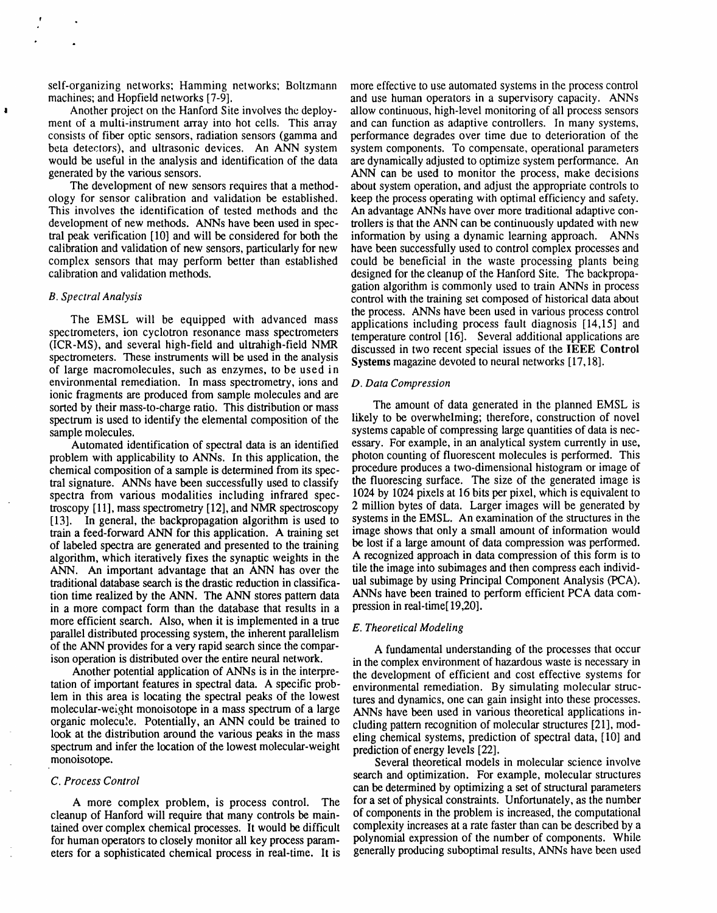self-organizing networks; Hamming networks; Boltzmann machines; and Hopfield networks [7-9].

Another project on the Hanford Site involves the deployment of a multi-instrument array into hot cells. This array consists of fiber optic sensors, radiation sensors (gamma and beta detectors), and ultrasonic devices. An ANN system would be useful in the analysis and identification of the data generated by the various sensors.

The development of new sensors requires that a methodology for sensor calibration and validation be established. This involves the identification of tested methods and the development of new methods. ANNs have been used in spectral peak verification [10] and will be considered for both the calibration and validation of new sensors, particularly for new complex sensors that may perform better than established calibration and validation methods.

### *B. Spectral Analysis*

The EMSL will be equipped with advanced mass spectrometers, ion cyclotron resonance mass spectrometers (ICR-MS), and several high-field and ultrahigh-field NMR spectrometers. These instruments will be used in the analysis of large macromolecules, such as enzymes, to be used in environmental remediation. In mass spectrometry, ions and ionic fragments are produced from sample molecules and are sorted by their mass-to-charge ratio. This distribution or mass spectrum is used to identify the elemental composition of the sample molecules.

Automated identification of spectral data is an identified problem with applicability to ANNs. In this application, the chemical composition of a sample is determined from its spectral signature. ANNs have been successfully used to classify spectra from various modalities including infrared spectroscopy [11], mass spectrometry [12], and NMR spectroscopy [13]. In general, the backpropagation algorithm is used to train a feed-forward ANN for this application. A training set of labeled spectra are generated and presented to the training algorithm, which iteratively fixes the synaptic weights in the ANN. An important advantage that an ANN has over the traditional database search is the drastic reduction in classification time realized by the ANN. The ANN stores pattern data in a more compact form than the database that results in a more efficient search. Also, when it is implemented in a true parallel distributed processing system, the inherent parallelism of the ANN provides for a very rapid search since the comparison operation is distributed over the entire neural network.

Another potential application of ANNs is in the interpretation of important features in spectral data. A specific problem in this area is locating the spectral peaks of the lowest molecular-weight monoisotope in a mass spectrum of a large organic molecule. Potentially, an ANN could be trained to look at the distribution around the various peaks in the mass spectrum and infer the location of the lowest molecular-weight monoisotope.

### *C. Process Control*

A more complex problem, is process control. The cleanup of Hanford will require that many controls be maintained over complex chemical processes. It would be difficult for human operators to closely monitor all key process parameters for a sophisticated chemical process in real-time. It is more effective to use automated systems in the process control and use human operators in a supervisory capacity. ANNs allow continuous, high-level monitoring of all process sensors and can function as adaptive controllers. In many systems, performance degrades over time due to deterioration of the system components. To compensate, operational parameters are dynamically adjusted to optimize system performance. An ANN can be used to monitor the process, make decisions about system operation, and adjust the appropriate controls to keep the process operating with optimal efficiency and safety. An advantage ANNs have over more traditional adaptive controllers is that the ANN can be continuously updated with new information by using a dynamic learning approach. ANNs have been successfully used to control complex processes and could be beneficial in the waste processing plants being designed for the cleanup of the Hanford Site. The backpropagation algorithm is commonly used to train ANNs in process control with the training set composed of historical data about the process. ANNs have been used in various process control applications including process fault diagnosis [14,15] and temperature control [16]. Several additional applications are discussed in two recent special issues of the **IEEE Control Systems** magazine devoted to neural networks [17,18].

### *D. Data Compression*

The amount of data generated in the planned EMSL is likely to be overwhelming; therefore, construction of novel systems capable of compressing large quantities of data is necessary. For example, in an analytical system currently in use, photon counting of fluorescent molecules is performed. This procedure produces a two-dimensional histogram or image of the fluorescing surface. The size of the generated image is 1024 by 1024 pixels at 16 bits per pixel, which is equivalent to 2 million bytes of data. Larger images will be generated by systems in the EMSL. An examination of the structures in the image shows that only a small amount of information would be lost if a large amount of data compression was performed. A recognized approach in data compression of this form is to tile the image into subimages and then compress each individual subimage by using Principal Component Analysis (PCA). ANNs have been trained to perform efficient PCA data compression in real-time[19,20].

### *E. Theoretical Modeling*

A fundamental understanding of the processes that occur in the complex environment of hazardous waste is necessary in the development of efficient and cost effective systems for environmental remediation. By simulating molecular structures and dynamics, one can gain insight into these processes. ANNs have been used in various theoretical applications including pattern recognition of molecular structures [21], modeling chemical systems, prediction of spectral data, [10] and prediction of energy levels [22].

Several theoretical models in molecular science involve search and optimization. For example, molecular structures can be determined by optimizing a set of structural parameters for a set of physical constraints. Unfortunately, as the number of components in the problem is increased, the computational complexity increases at a rate faster than can be described by a polynomial expression of the number of components. While generally producing suboptimal results, ANNs have been used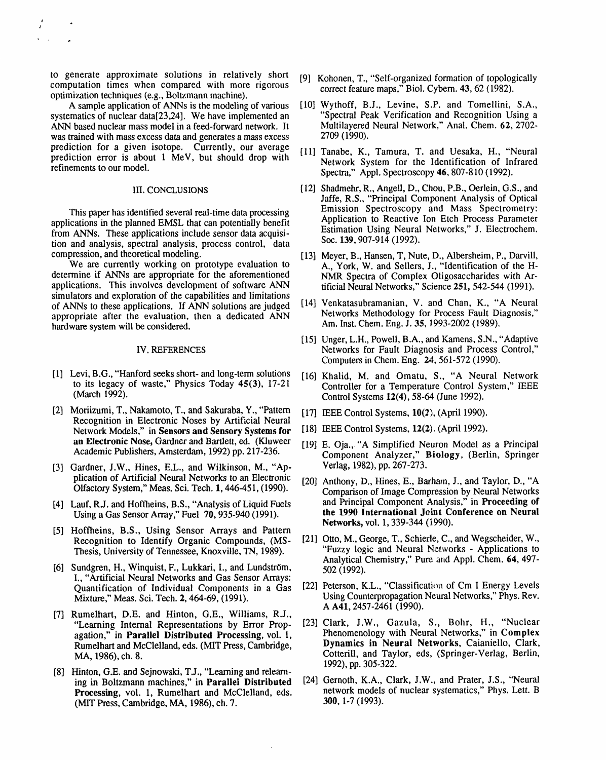to generate approximate solutions in relatively short computation times when compared with more rigorous optimization techniques (e.g., Boltzmann machine).

A sample application of ANNs is the modeling of various systematics of nuclear data[23,24]. We have implemented an ANN based nuclear mass model in a feed-forward network. It was trained with mass excess data and generates a mass excess prediction for a given isotope. Currently, our average prediction error is about 1 MeV, but should drop with refinements to our model.

## III. CONCLUSIONS

This paper has identified several real-time data processing applications in the planned EMSL that can potentially benefit from ANNs. These applications include sensor data acquisition and analysis, spectral analysis, process control, data compression, and theoretical modeling.

We are currently working on prototype evaluation to determine if ANNs are appropriate for the aforementioned applications. This involves development of software ANN simulators and exploration of the capabilities and limitations of ANNs to these applications. If ANN solutions are judged appropriate after the evaluation, then a dedicated ANN hardware system will be considered.

## IV. REFERENCES

[1] Levi, B.G., "Hanford seeks short- and long-term solutions to its legacy of waste," Physics Today **45(3)**, 17-21 (March 1992).

[2] Moriizumi, T., Nakamoto, T., and Sakuraba, Y., "Pattern Recognition in Electronic Noses by Artificial Neural Network Models," in **Sensors and Sensory Systems for an Electronic Nose**, Gardner and Bartlett, ed. (Kluweer Academic Publishers, Amsterdam, 1992) pp. 217-236.

[3] Gardner, J.W., Hines, E.L., and Wilkinson, M., "Application of Artificial Neural Networks to an Electronic Olfactory System," Meas. Sci. Tech. **1**, 446-451, (1990).

[4] Lauf, R.J. and Hoffheins, B.S., "Analysis of Liquid Fuels Using a Gas Sensor Array," Fuel **70**, 935-940 (1991).

[5] Hoffheins, B.S., Using Sensor Arrays and Pattern Recognition to Identify Organic Compounds, (MS-Thesis, University of Tennessee, Knoxville, TN, 1989).

[6] Sundgren, H., Winquist, F., Lukkari, I., and Lundström, I., "Artificial Neural Networks and Gas Sensor Arrays: Quantification of Individual Components in a Gas Mixture," Meas. Sci. Tech. **2**, 464-69, (1991).

[7] Rumelhart, D.E. and Hinton, G.E., Williams, R.J., "Learning Internal Representations by Error Propagation," in **Parallel Distributed Processing**, vol. 1, Rumelhart and McClelland, eds. (MIT Press, Cambridge, MA, 1986), ch. 8.

[8] Hinton, G.E. and Sejnowski, T.J., "Learning and relearning in Boltzmann machines," in **Parallel Distributed Processing**, vol. 1, Rumelhart and McClelland, eds. (MIT Press, Cambridge, MA, 1986), ch. 7.

[9] Kohonen, T., "Self-organized formation of topologically correct feature maps," Biol. Cybern. **43**, 62 (1982).

[10] Wythoff, B.J., Levine, S.P. and Tomellini, S.A., "Spectral Peak Verification and Recognition Using a Multilayered Neural Network," Anal. Chem. **62**, 2702-2709 (1990).

[11] Tanabe, K., Tamura, T. and Uesaka, H., "Neural Network System for the Identification of Infrared Spectra," Appl. Spectroscopy **46**, 807-810 (1992).

[12] Shadmehr, R., Angell, D., Chou, P.B., Oerlein, G.S., and Jaffe, R.S., "Principal Component Analysis of Optical Emission Spectroscopy and Mass Spectrometry: Application to Reactive Ion Etch Process Parameter Estimation Using Neural Networks," J. Electrochem. Soc. **139**, 907-914 (1992).

[13] Meyer, B., Hansen, T, Nute, D., Albersheim, P., Darvill, A., York, W. and Sellers, J., "Identification of the H-NMR Spectra of Complex Oligosaccharides with Artificial Neural Networks," Science **251**, 542-544 (1991).

[14] Venkatasubramanian, V. and Chan, K., "A Neural Networks Methodology for Process Fault Diagnosis," Am. Inst. Chem. Eng. J. **35**, 1993-2002 (1989).

[15] Unger, L.H., Powell, B.A., and Kamens, S.N., "Adaptive Networks for Fault Diagnosis and Process Control," Computers in Chem. Eng. **24**, 561-572 (1990).

[16] Khalid, M. and Omatu, S., "A Neural Network Controller for a Temperature Control System," IEEE Control Systems **12(4)**, 58-64 (June 1992).

[17] IEEE Control Systems, **10(2)**, (April 1990).

[18] IEEE Control Systems, **12(2)**, (April 1992).

[19] E. Oja., "A Simplified Neuron Model as a Principal Component Analyzer," **Biology**, (Berlin, Springer Verlag, 1982), pp. 267-273.

[20] Anthony, D., Hines, E., Barham, J., and Taylor, D., "A Comparison of Image Compression by Neural Networks and Principal Component Analysis," in **Proceeding of the 1990 International Joint Conference on Neural Networks**, vol. 1, 339-344 (1990).

[21] Otto, M., George, T., Schierle, C., and Wegscheider, W., "Fuzzy logic and Neural Networks - Applications to Analytical Chemistry," Pure and Appl. Chem. **64**, 497-502 (1992).

[22] Peterson, K.L., "Classification of Cm I Energy Levels Using Counterpropagation Neural Networks," Phys. Rev. A **A41**, 2457-2461 (1990).

[23] Clark, J.W., Gazula, S., Bohr, H., "Nuclear Phenomenology with Neural Networks," in **Complex Dynamics in Neural Networks**, Caianiello, Clark, Cotterill, and Taylor, eds, (Springer-Verlag, Berlin, 1992), pp. 305-322.

[24] Gernoth, K.A., Clark, J.W., and Prater, J.S., "Neural network models of nuclear systematics," Phys. Lett. B **300**, 1-7 (1993).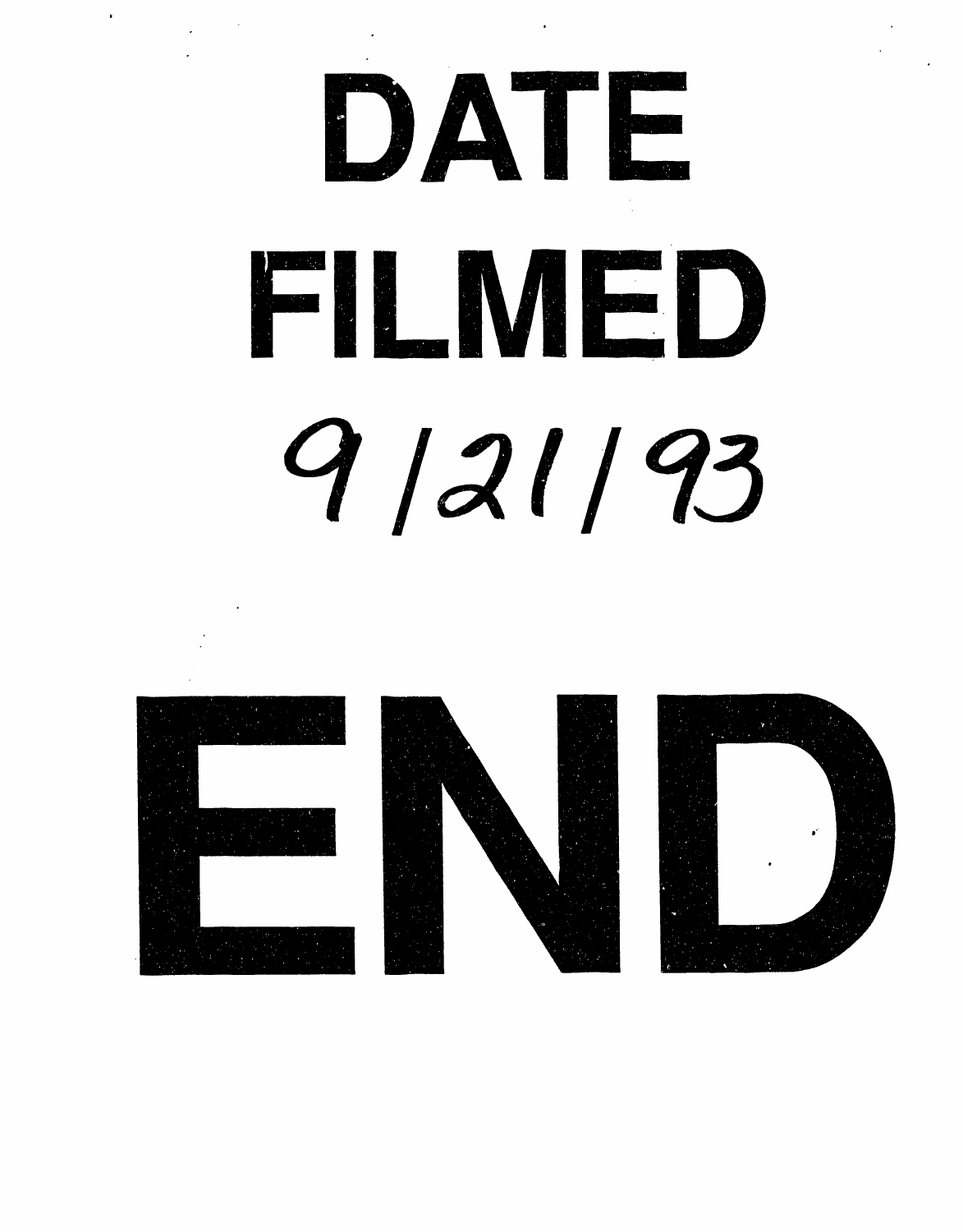# DATE

# FILMED

9/21/93

# END